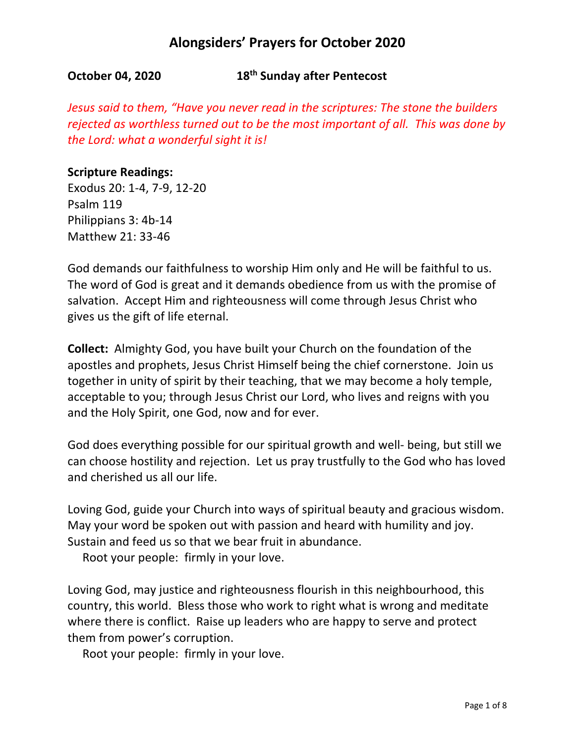# Alongsiders' Prayers for October 2020

**October 04, 2020 18th Sunday after Pentecost**

*Jesus said to them, "Have you never read in the scriptures: The stone the builders rejected as worthless turned out to be the most important of all. This was done by the Lord: what a wonderful sight it is!*

**Scripture Readings:**
Exodus 20: 1-4, 7-9, 12-20
Psalm 119
Philippians 3: 4b-14
Matthew 21: 33-46

God demands our faithfulness to worship Him only and He will be faithful to us. The word of God is great and it demands obedience from us with the promise of salvation. Accept Him and righteousness will come through Jesus Christ who gives us the gift of life eternal.

**Collect:** Almighty God, you have built your Church on the foundation of the apostles and prophets, Jesus Christ Himself being the chief cornerstone. Join us together in unity of spirit by their teaching, that we may become a holy temple, acceptable to you; through Jesus Christ our Lord, who lives and reigns with you and the Holy Spirit, one God, now and for ever.

God does everything possible for our spiritual growth and well- being, but still we can choose hostility and rejection. Let us pray trustfully to the God who has loved and cherished us all our life.

Loving God, guide your Church into ways of spiritual beauty and gracious wisdom. May your word be spoken out with passion and heard with humility and joy. Sustain and feed us so that we bear fruit in abundance.
Root your people: firmly in your love.

Loving God, may justice and righteousness flourish in this neighbourhood, this country, this world. Bless those who work to right what is wrong and meditate where there is conflict. Raise up leaders who are happy to serve and protect them from power's corruption.
Root your people: firmly in your love.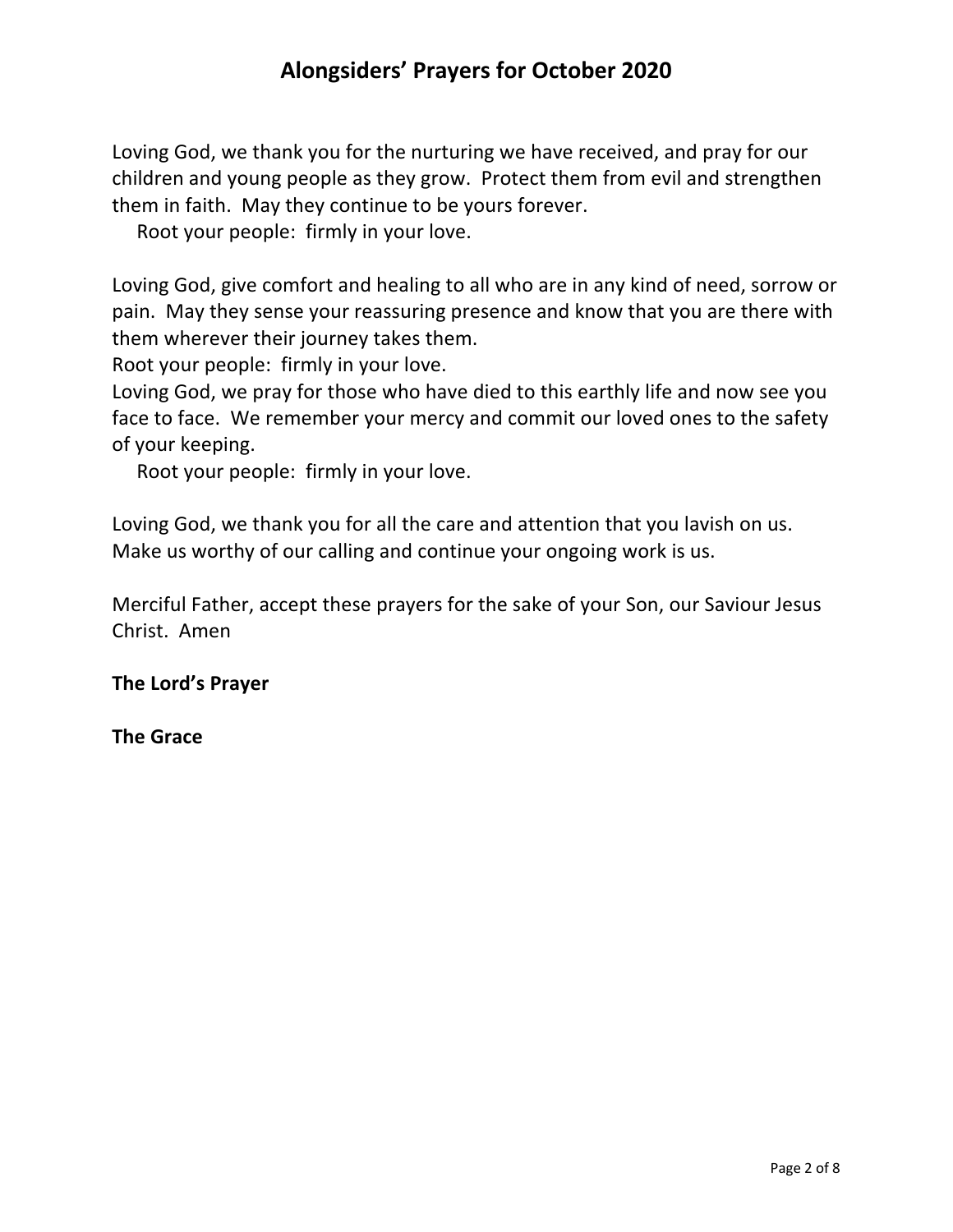Loving God, we thank you for the nurturing we have received, and pray for our children and young people as they grow. Protect them from evil and strengthen them in faith. May they continue to be yours forever.

Root your people: firmly in your love.

Loving God, give comfort and healing to all who are in any kind of need, sorrow or pain. May they sense your reassuring presence and know that you are there with them wherever their journey takes them.

Root your people: firmly in your love.

Loving God, we pray for those who have died to this earthly life and now see you face to face. We remember your mercy and commit our loved ones to the safety of your keeping.

Root your people: firmly in your love.

Loving God, we thank you for all the care and attention that you lavish on us. Make us worthy of our calling and continue your ongoing work is us.

Merciful Father, accept these prayers for the sake of your Son, our Saviour Jesus Christ. Amen

**The Lord's Prayer**

**The Grace**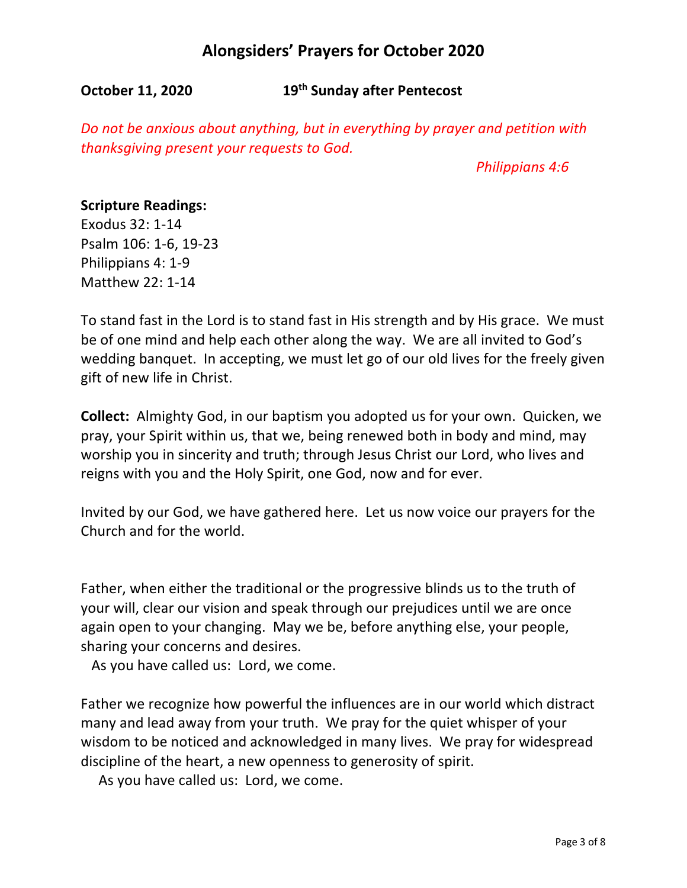# Alongsiders' Prayers for October 2020

**October 11, 2020** **19th Sunday after Pentecost**

*Do not be anxious about anything, but in everything by prayer and petition with thanksgiving present your requests to God.*

*Philippians 4:6*

**Scripture Readings:**
Exodus 32: 1-14
Psalm 106: 1-6, 19-23
Philippians 4: 1-9
Matthew 22: 1-14

To stand fast in the Lord is to stand fast in His strength and by His grace. We must be of one mind and help each other along the way. We are all invited to God's wedding banquet. In accepting, we must let go of our old lives for the freely given gift of new life in Christ.

**Collect:** Almighty God, in our baptism you adopted us for your own. Quicken, we pray, your Spirit within us, that we, being renewed both in body and mind, may worship you in sincerity and truth; through Jesus Christ our Lord, who lives and reigns with you and the Holy Spirit, one God, now and for ever.

Invited by our God, we have gathered here. Let us now voice our prayers for the Church and for the world.

Father, when either the traditional or the progressive blinds us to the truth of your will, clear our vision and speak through our prejudices until we are once again open to your changing. May we be, before anything else, your people, sharing your concerns and desires.
As you have called us: Lord, we come.

Father we recognize how powerful the influences are in our world which distract many and lead away from your truth. We pray for the quiet whisper of your wisdom to be noticed and acknowledged in many lives. We pray for widespread discipline of the heart, a new openness to generosity of spirit.
As you have called us: Lord, we come.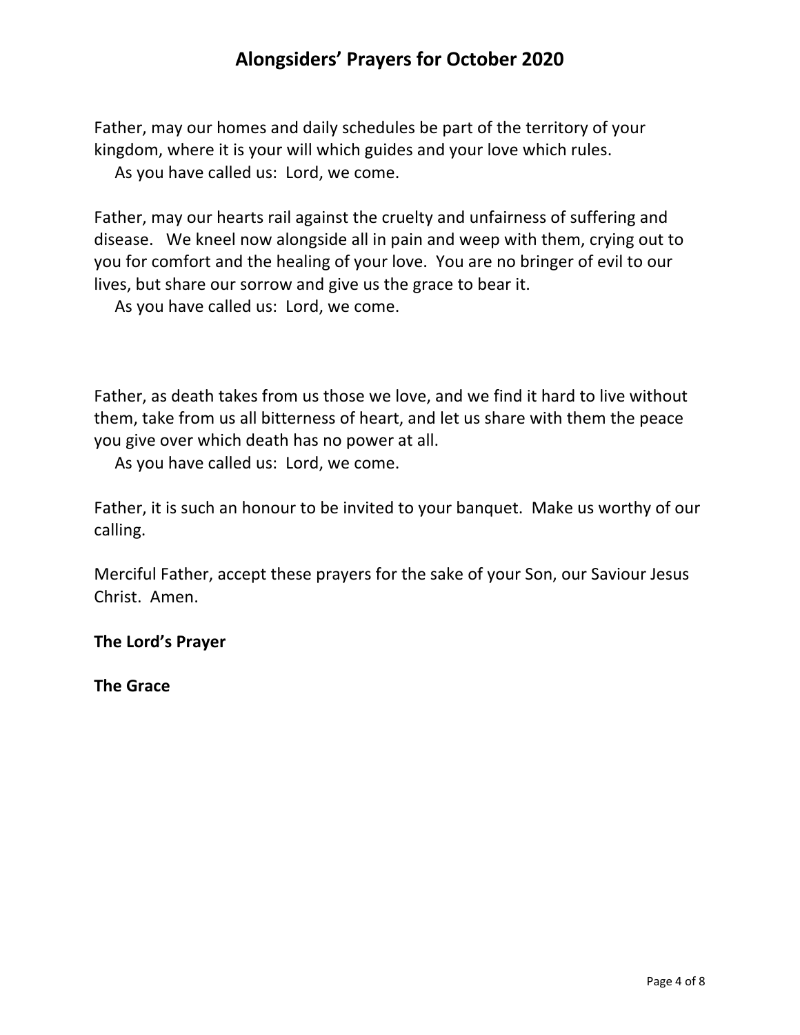Father, may our homes and daily schedules be part of the territory of your kingdom, where it is your will which guides and your love which rules.
As you have called us: Lord, we come.

Father, may our hearts rail against the cruelty and unfairness of suffering and disease. We kneel now alongside all in pain and weep with them, crying out to you for comfort and the healing of your love. You are no bringer of evil to our lives, but share our sorrow and give us the grace to bear it.
As you have called us: Lord, we come.

Father, as death takes from us those we love, and we find it hard to live without them, take from us all bitterness of heart, and let us share with them the peace you give over which death has no power at all.
As you have called us: Lord, we come.

Father, it is such an honour to be invited to your banquet. Make us worthy of our calling.

Merciful Father, accept these prayers for the sake of your Son, our Saviour Jesus Christ. Amen.

**The Lord's Prayer**

**The Grace**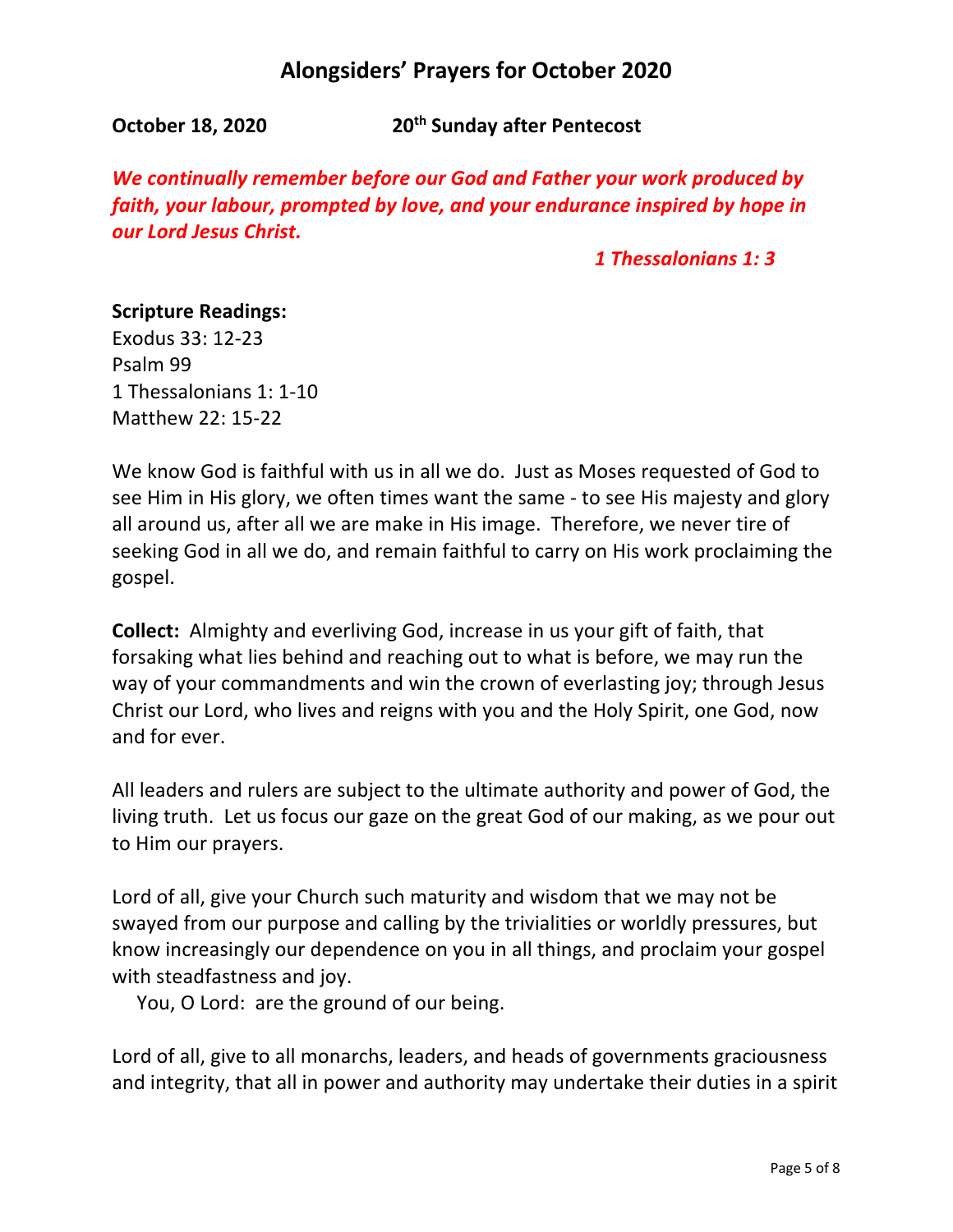# Alongsiders' Prayers for October 2020

**October 18, 2020** **20th Sunday after Pentecost**

***We continually remember before our God and Father your work produced by faith, your labour, prompted by love, and your endurance inspired by hope in our Lord Jesus Christ.***

***1 Thessalonians 1: 3***

**Scripture Readings:**
Exodus 33: 12-23
Psalm 99
1 Thessalonians 1: 1-10
Matthew 22: 15-22

We know God is faithful with us in all we do. Just as Moses requested of God to see Him in His glory, we often times want the same - to see His majesty and glory all around us, after all we are make in His image. Therefore, we never tire of seeking God in all we do, and remain faithful to carry on His work proclaiming the gospel.

**Collect:** Almighty and everliving God, increase in us your gift of faith, that forsaking what lies behind and reaching out to what is before, we may run the way of your commandments and win the crown of everlasting joy; through Jesus Christ our Lord, who lives and reigns with you and the Holy Spirit, one God, now and for ever.

All leaders and rulers are subject to the ultimate authority and power of God, the living truth. Let us focus our gaze on the great God of our making, as we pour out to Him our prayers.

Lord of all, give your Church such maturity and wisdom that we may not be swayed from our purpose and calling by the trivialities or worldly pressures, but know increasingly our dependence on you in all things, and proclaim your gospel with steadfastness and joy.
You, O Lord: are the ground of our being.

Lord of all, give to all monarchs, leaders, and heads of governments graciousness and integrity, that all in power and authority may undertake their duties in a spirit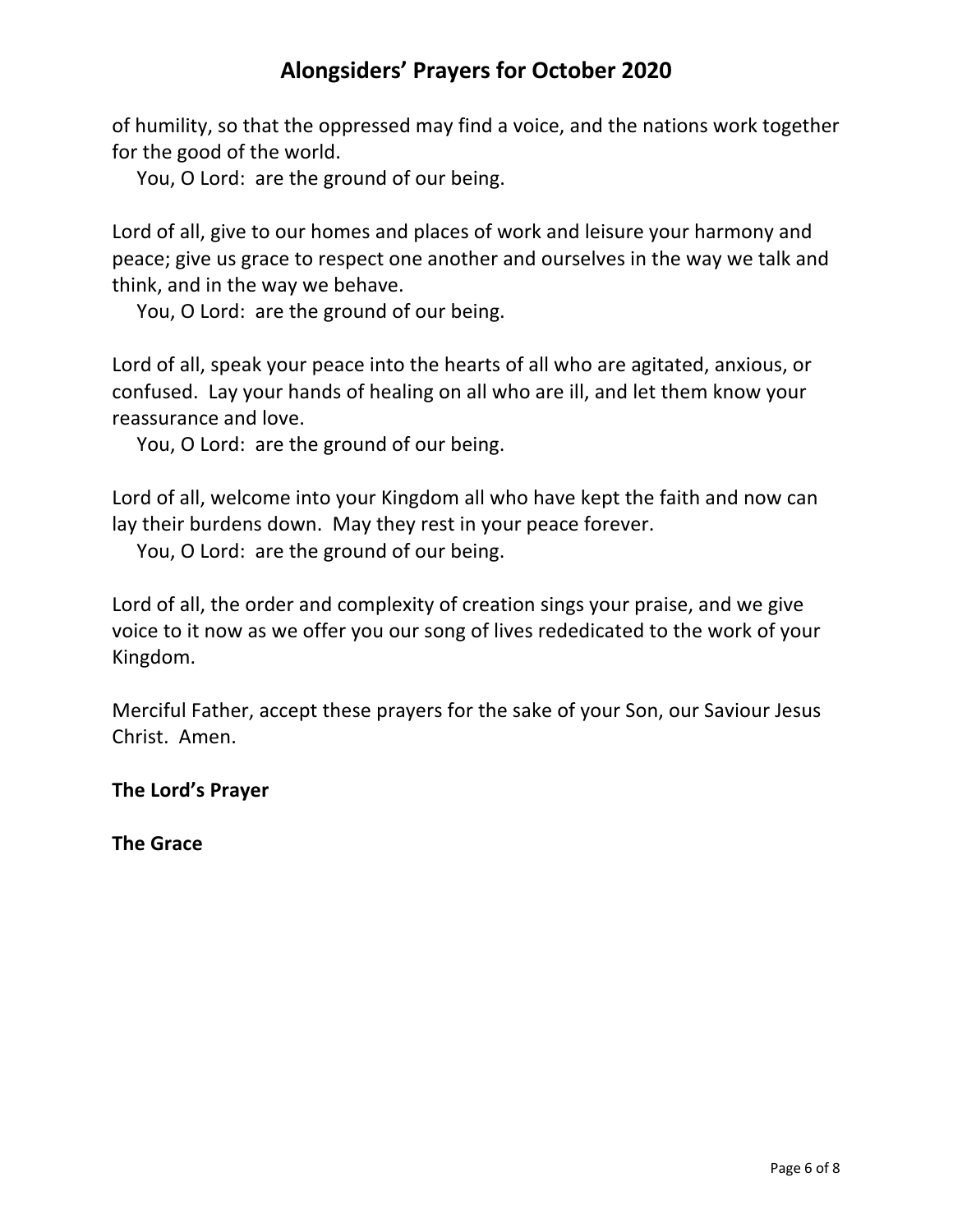of humility, so that the oppressed may find a voice, and the nations work together for the good of the world.

You, O Lord:  are the ground of our being.

Lord of all, give to our homes and places of work and leisure your harmony and peace; give us grace to respect one another and ourselves in the way we talk and think, and in the way we behave.

You, O Lord:  are the ground of our being.

Lord of all, speak your peace into the hearts of all who are agitated, anxious, or confused.  Lay your hands of healing on all who are ill, and let them know your reassurance and love.

You, O Lord:  are the ground of our being.

Lord of all, welcome into your Kingdom all who have kept the faith and now can lay their burdens down.  May they rest in your peace forever.

You, O Lord:  are the ground of our being.

Lord of all, the order and complexity of creation sings your praise, and we give voice to it now as we offer you our song of lives rededicated to the work of your Kingdom.

Merciful Father, accept these prayers for the sake of your Son, our Saviour Jesus Christ.  Amen.

**The Lord's Prayer**

**The Grace**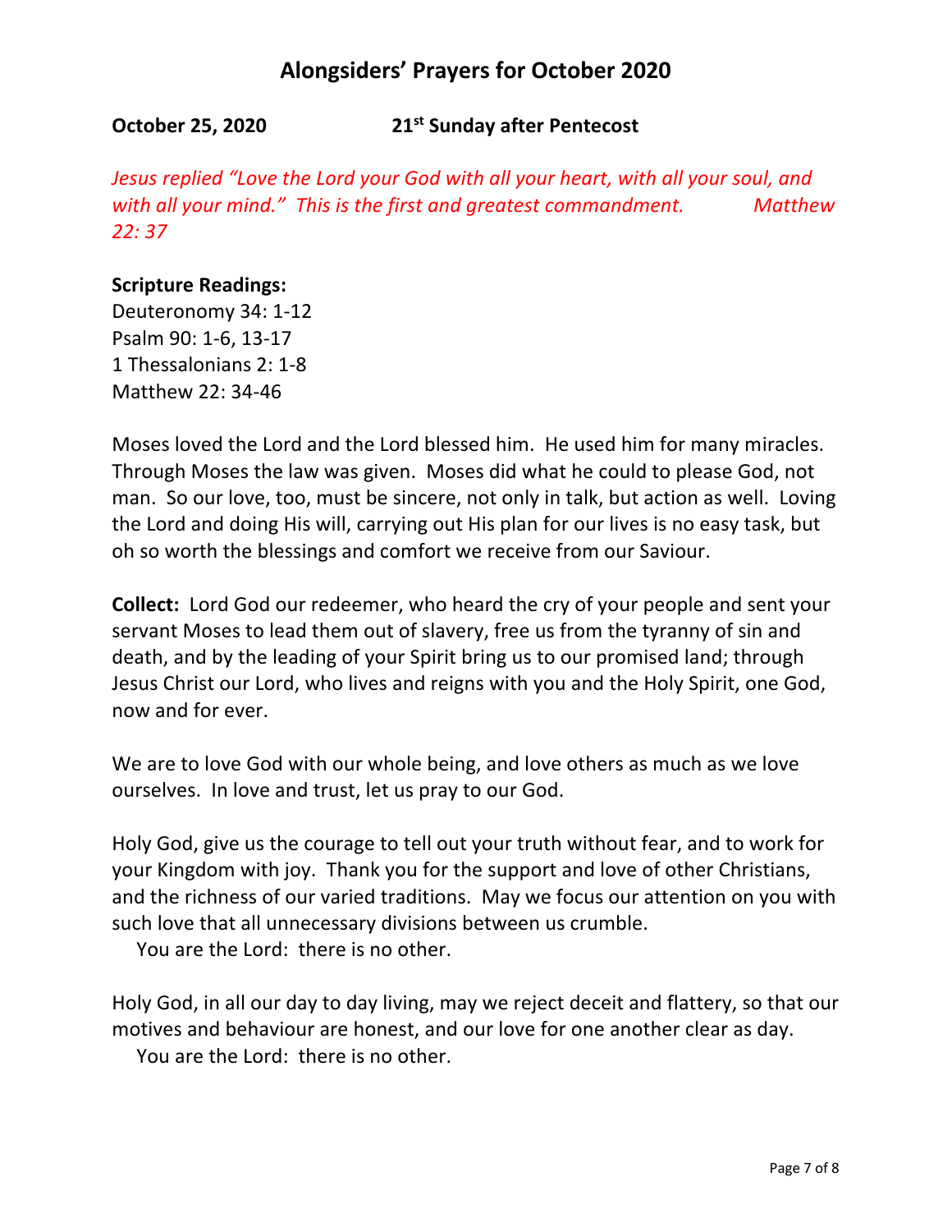## Alongsiders' Prayers for October 2020

**October 25, 2020 21st Sunday after Pentecost**

*Jesus replied "Love the Lord your God with all your heart, with all your soul, and with all your mind." This is the first and greatest commandment. Matthew 22: 37*

**Scripture Readings:**
Deuteronomy 34: 1-12
Psalm 90: 1-6, 13-17
1 Thessalonians 2: 1-8
Matthew 22: 34-46

Moses loved the Lord and the Lord blessed him. He used him for many miracles. Through Moses the law was given. Moses did what he could to please God, not man. So our love, too, must be sincere, not only in talk, but action as well. Loving the Lord and doing His will, carrying out His plan for our lives is no easy task, but oh so worth the blessings and comfort we receive from our Saviour.

**Collect:** Lord God our redeemer, who heard the cry of your people and sent your servant Moses to lead them out of slavery, free us from the tyranny of sin and death, and by the leading of your Spirit bring us to our promised land; through Jesus Christ our Lord, who lives and reigns with you and the Holy Spirit, one God, now and for ever.

We are to love God with our whole being, and love others as much as we love ourselves. In love and trust, let us pray to our God.

Holy God, give us the courage to tell out your truth without fear, and to work for your Kingdom with joy. Thank you for the support and love of other Christians, and the richness of our varied traditions. May we focus our attention on you with such love that all unnecessary divisions between us crumble.
You are the Lord: there is no other.

Holy God, in all our day to day living, may we reject deceit and flattery, so that our motives and behaviour are honest, and our love for one another clear as day.
You are the Lord: there is no other.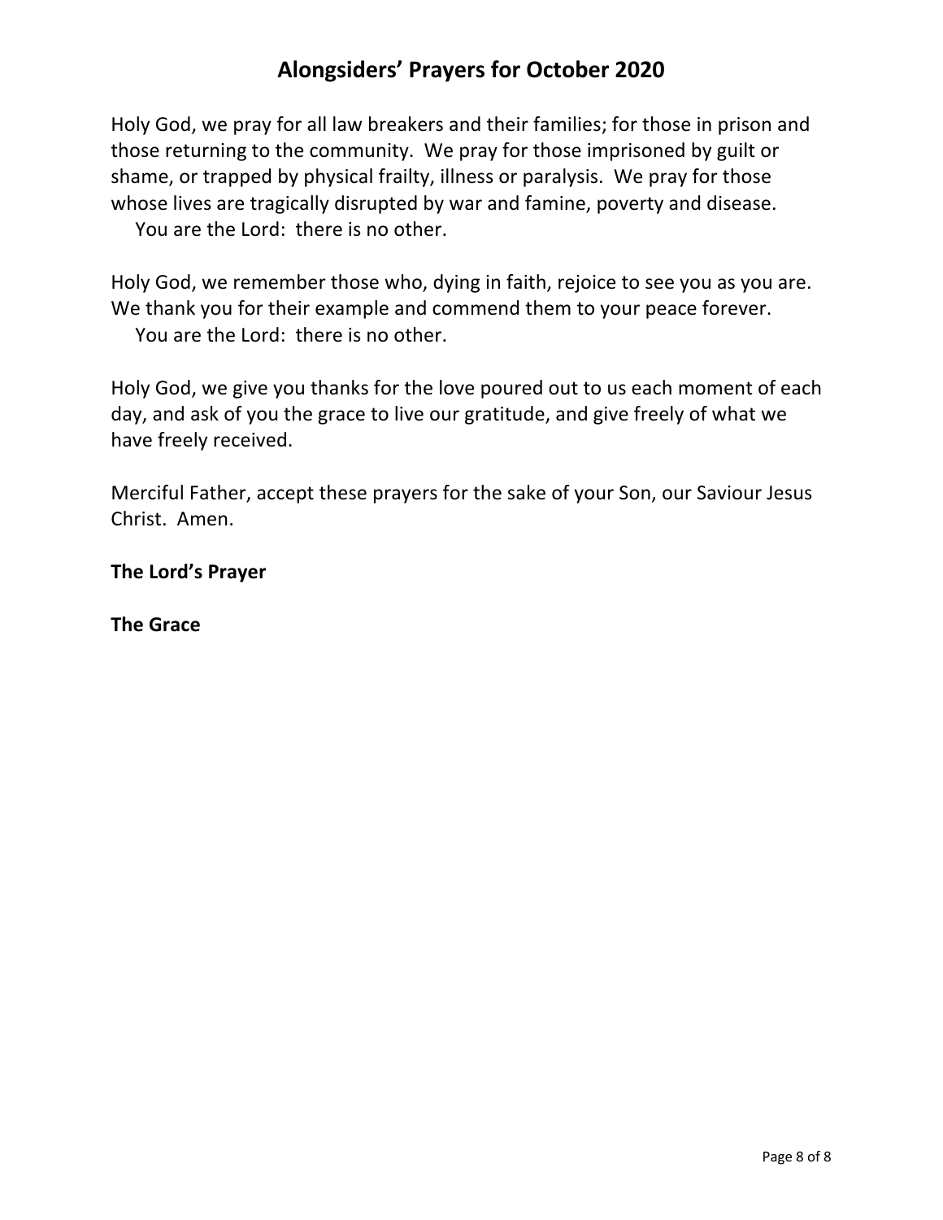# Alongsiders' Prayers for October 2020

Holy God, we pray for all law breakers and their families; for those in prison and those returning to the community. We pray for those imprisoned by guilt or shame, or trapped by physical frailty, illness or paralysis. We pray for those whose lives are tragically disrupted by war and famine, poverty and disease.
 You are the Lord: there is no other.

Holy God, we remember those who, dying in faith, rejoice to see you as you are. We thank you for their example and commend them to your peace forever.
 You are the Lord: there is no other.

Holy God, we give you thanks for the love poured out to us each moment of each day, and ask of you the grace to live our gratitude, and give freely of what we have freely received.

Merciful Father, accept these prayers for the sake of your Son, our Saviour Jesus Christ. Amen.

**The Lord's Prayer**

**The Grace**